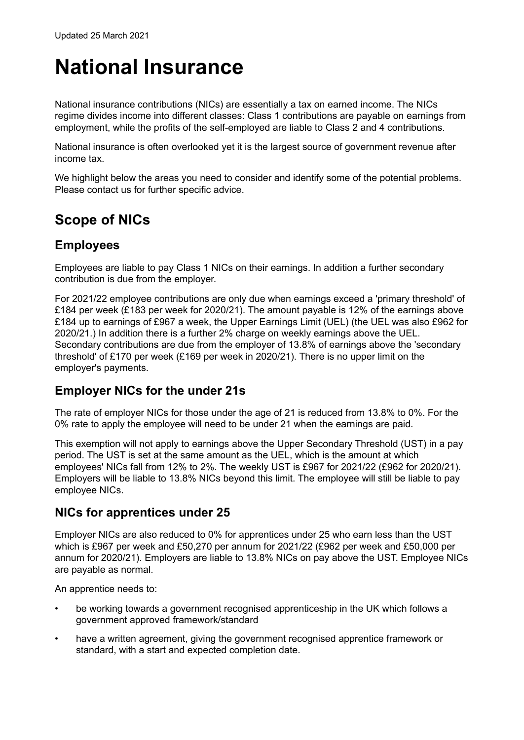Updated 25 March 2021

# National Insurance

National insurance contributions (NICs) are essentially a tax on earned income. The NICs regime divides income into different classes: Class 1 contributions are payable on earnings from employment, while the profits of the self-employed are liable to Class 2 and 4 contributions.

National insurance is often overlooked yet it is the largest source of government revenue after income tax.

We highlight below the areas you need to consider and identify some of the potential problems. Please contact us for further specific advice.

## Scope of NICs

### Employees

Employees are liable to pay Class 1 NICs on their earnings. In addition a further secondary contribution is due from the employer.

For 2021/22 employee contributions are only due when earnings exceed a 'primary threshold' of £184 per week (£183 per week for 2020/21). The amount payable is 12% of the earnings above £184 up to earnings of £967 a week, the Upper Earnings Limit (UEL) (the UEL was also £962 for 2020/21.) In addition there is a further 2% charge on weekly earnings above the UEL. Secondary contributions are due from the employer of 13.8% of earnings above the 'secondary threshold' of £170 per week (£169 per week in 2020/21). There is no upper limit on the employer's payments.

### Employer NICs for the under 21s

The rate of employer NICs for those under the age of 21 is reduced from 13.8% to 0%. For the 0% rate to apply the employee will need to be under 21 when the earnings are paid.

This exemption will not apply to earnings above the Upper Secondary Threshold (UST) in a pay period. The UST is set at the same amount as the UEL, which is the amount at which employees' NICs fall from 12% to 2%. The weekly UST is £967 for 2021/22 (£962 for 2020/21). Employers will be liable to 13.8% NICs beyond this limit. The employee will still be liable to pay employee NICs.

### NICs for apprentices under 25

Employer NICs are also reduced to 0% for apprentices under 25 who earn less than the UST which is £967 per week and £50,270 per annum for 2021/22 (£962 per week and £50,000 per annum for 2020/21). Employers are liable to 13.8% NICs on pay above the UST. Employee NICs are payable as normal.

An apprentice needs to:

- be working towards a government recognised apprenticeship in the UK which follows a government approved framework/standard
- have a written agreement, giving the government recognised apprentice framework or standard, with a start and expected completion date.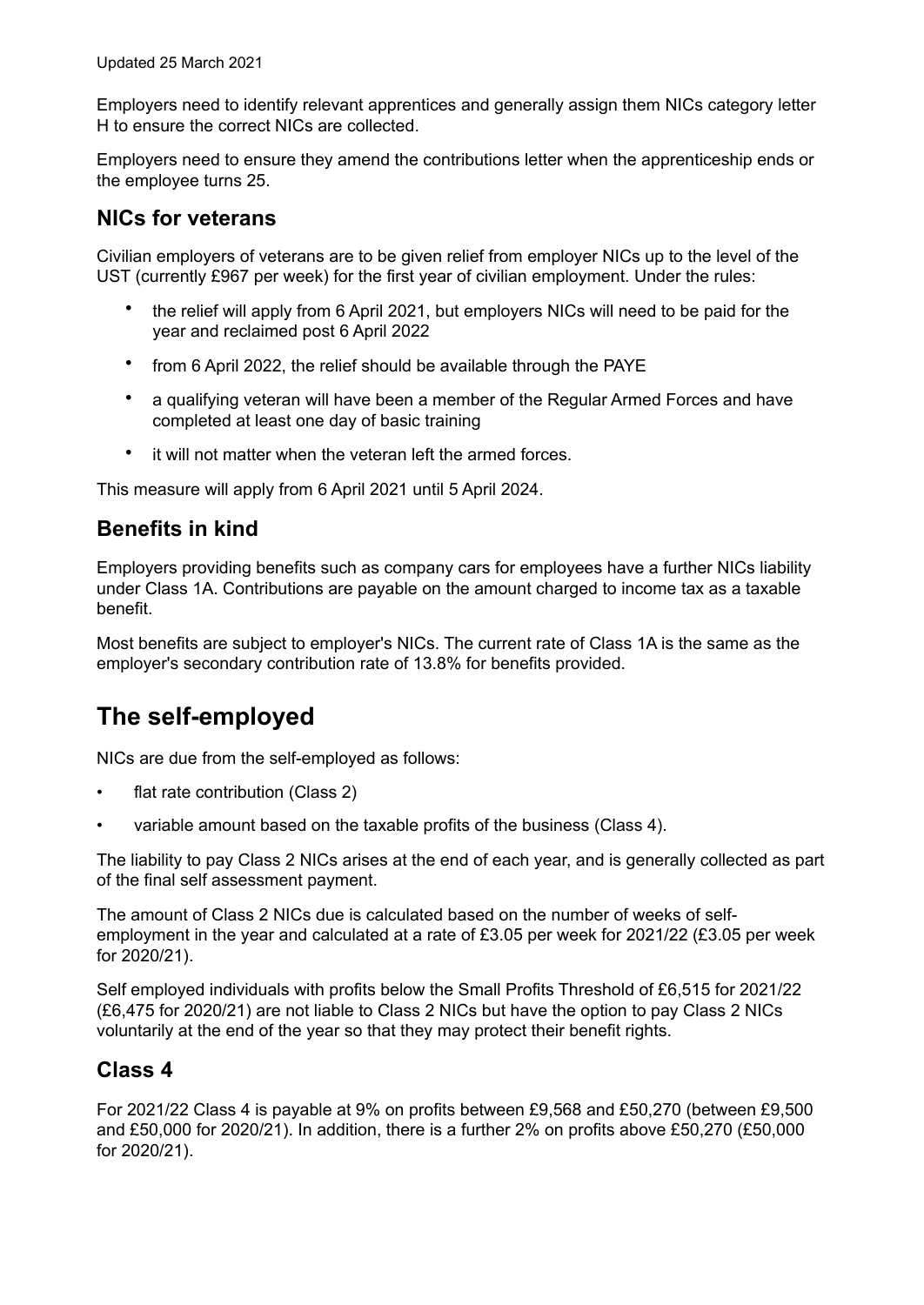Updated 25 March 2021

Employers need to identify relevant apprentices and generally assign them NICs category letter H to ensure the correct NICs are collected.

Employers need to ensure they amend the contributions letter when the apprenticeship ends or the employee turns 25.

## NICs for veterans

Civilian employers of veterans are to be given relief from employer NICs up to the level of the UST (currently £967 per week) for the first year of civilian employment. Under the rules:

- the relief will apply from 6 April 2021, but employers NICs will need to be paid for the year and reclaimed post 6 April 2022
- from 6 April 2022, the relief should be available through the PAYE
- a qualifying veteran will have been a member of the Regular Armed Forces and have completed at least one day of basic training
- it will not matter when the veteran left the armed forces.

This measure will apply from 6 April 2021 until 5 April 2024.

## Benefits in kind

Employers providing benefits such as company cars for employees have a further NICs liability under Class 1A. Contributions are payable on the amount charged to income tax as a taxable benefit.

Most benefits are subject to employer's NICs. The current rate of Class 1A is the same as the employer's secondary contribution rate of 13.8% for benefits provided.

# The self-employed

NICs are due from the self-employed as follows:

- flat rate contribution (Class 2)
- variable amount based on the taxable profits of the business (Class 4).

The liability to pay Class 2 NICs arises at the end of each year, and is generally collected as part of the final self assessment payment.

The amount of Class 2 NICs due is calculated based on the number of weeks of self-employment in the year and calculated at a rate of £3.05 per week for 2021/22 (£3.05 per week for 2020/21).

Self employed individuals with profits below the Small Profits Threshold of £6,515 for 2021/22 (£6,475 for 2020/21) are not liable to Class 2 NICs but have the option to pay Class 2 NICs voluntarily at the end of the year so that they may protect their benefit rights.

## Class 4

For 2021/22 Class 4 is payable at 9% on profits between £9,568 and £50,270 (between £9,500 and £50,000 for 2020/21). In addition, there is a further 2% on profits above £50,270 (£50,000 for 2020/21).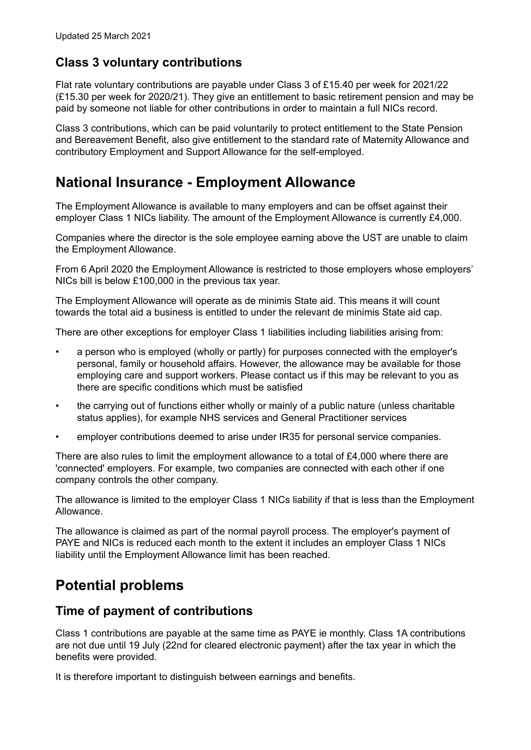Updated 25 March 2021

### Class 3 voluntary contributions

Flat rate voluntary contributions are payable under Class 3 of £15.40 per week for 2021/22 (£15.30 per week for 2020/21). They give an entitlement to basic retirement pension and may be paid by someone not liable for other contributions in order to maintain a full NICs record.

Class 3 contributions, which can be paid voluntarily to protect entitlement to the State Pension and Bereavement Benefit, also give entitlement to the standard rate of Maternity Allowance and contributory Employment and Support Allowance for the self-employed.

## National Insurance - Employment Allowance

The Employment Allowance is available to many employers and can be offset against their employer Class 1 NICs liability. The amount of the Employment Allowance is currently £4,000.

Companies where the director is the sole employee earning above the UST are unable to claim the Employment Allowance.

From 6 April 2020 the Employment Allowance is restricted to those employers whose employers' NICs bill is below £100,000 in the previous tax year.

The Employment Allowance will operate as de minimis State aid. This means it will count towards the total aid a business is entitled to under the relevant de minimis State aid cap.

There are other exceptions for employer Class 1 liabilities including liabilities arising from:

- a person who is employed (wholly or partly) for purposes connected with the employer's personal, family or household affairs. However, the allowance may be available for those employing care and support workers. Please contact us if this may be relevant to you as there are specific conditions which must be satisfied
- the carrying out of functions either wholly or mainly of a public nature (unless charitable status applies), for example NHS services and General Practitioner services
- employer contributions deemed to arise under IR35 for personal service companies.

There are also rules to limit the employment allowance to a total of £4,000 where there are 'connected' employers. For example, two companies are connected with each other if one company controls the other company.

The allowance is limited to the employer Class 1 NICs liability if that is less than the Employment Allowance.

The allowance is claimed as part of the normal payroll process. The employer's payment of PAYE and NICs is reduced each month to the extent it includes an employer Class 1 NICs liability until the Employment Allowance limit has been reached.

## Potential problems

### Time of payment of contributions

Class 1 contributions are payable at the same time as PAYE ie monthly. Class 1A contributions are not due until 19 July (22nd for cleared electronic payment) after the tax year in which the benefits were provided.

It is therefore important to distinguish between earnings and benefits.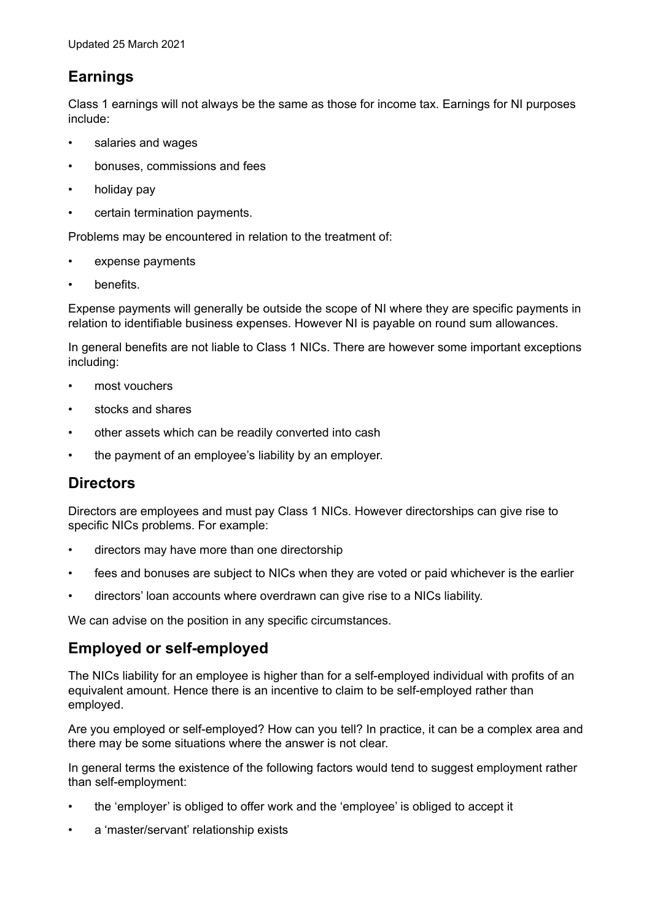Updated 25 March 2021

## Earnings

Class 1 earnings will not always be the same as those for income tax. Earnings for NI purposes include:

- salaries and wages
- bonuses, commissions and fees
- holiday pay
- certain termination payments.

Problems may be encountered in relation to the treatment of:

- expense payments
- benefits.

Expense payments will generally be outside the scope of NI where they are specific payments in relation to identifiable business expenses. However NI is payable on round sum allowances.

In general benefits are not liable to Class 1 NICs. There are however some important exceptions including:

- most vouchers
- stocks and shares
- other assets which can be readily converted into cash
- the payment of an employee's liability by an employer.

## Directors

Directors are employees and must pay Class 1 NICs. However directorships can give rise to specific NICs problems. For example:

- directors may have more than one directorship
- fees and bonuses are subject to NICs when they are voted or paid whichever is the earlier
- directors' loan accounts where overdrawn can give rise to a NICs liability.

We can advise on the position in any specific circumstances.

## Employed or self-employed

The NICs liability for an employee is higher than for a self-employed individual with profits of an equivalent amount. Hence there is an incentive to claim to be self-employed rather than employed.

Are you employed or self-employed? How can you tell? In practice, it can be a complex area and there may be some situations where the answer is not clear.

In general terms the existence of the following factors would tend to suggest employment rather than self-employment:

- the 'employer' is obliged to offer work and the 'employee' is obliged to accept it
- a 'master/servant' relationship exists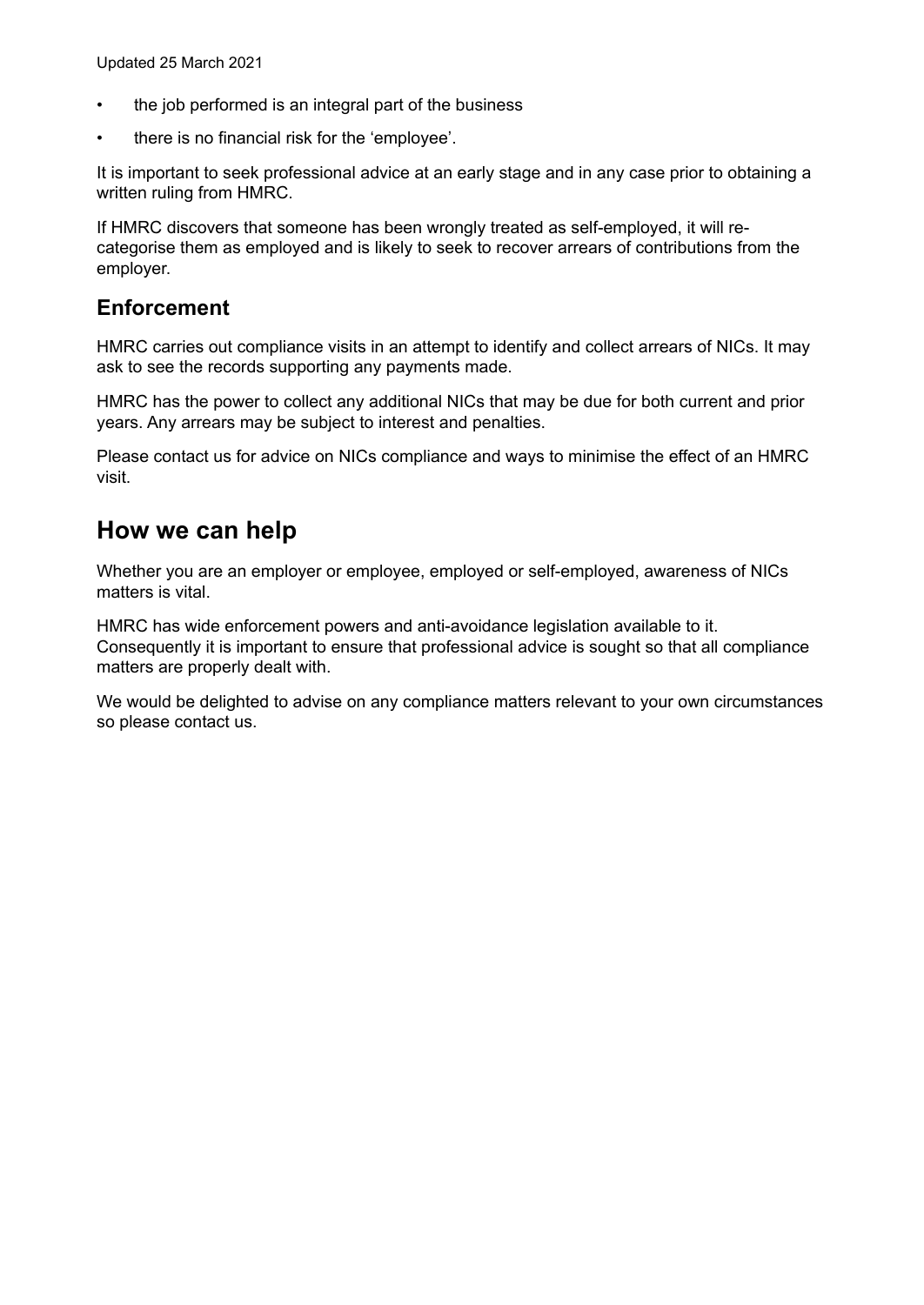- the job performed is an integral part of the business
- there is no financial risk for the 'employee'.

It is important to seek professional advice at an early stage and in any case prior to obtaining a written ruling from HMRC.

If HMRC discovers that someone has been wrongly treated as self-employed, it will re-categorise them as employed and is likely to seek to recover arrears of contributions from the employer.

### Enforcement

HMRC carries out compliance visits in an attempt to identify and collect arrears of NICs. It may ask to see the records supporting any payments made.

HMRC has the power to collect any additional NICs that may be due for both current and prior years. Any arrears may be subject to interest and penalties.

Please contact us for advice on NICs compliance and ways to minimise the effect of an HMRC visit.

## How we can help

Whether you are an employer or employee, employed or self-employed, awareness of NICs matters is vital.

HMRC has wide enforcement powers and anti-avoidance legislation available to it. Consequently it is important to ensure that professional advice is sought so that all compliance matters are properly dealt with.

We would be delighted to advise on any compliance matters relevant to your own circumstances so please contact us.